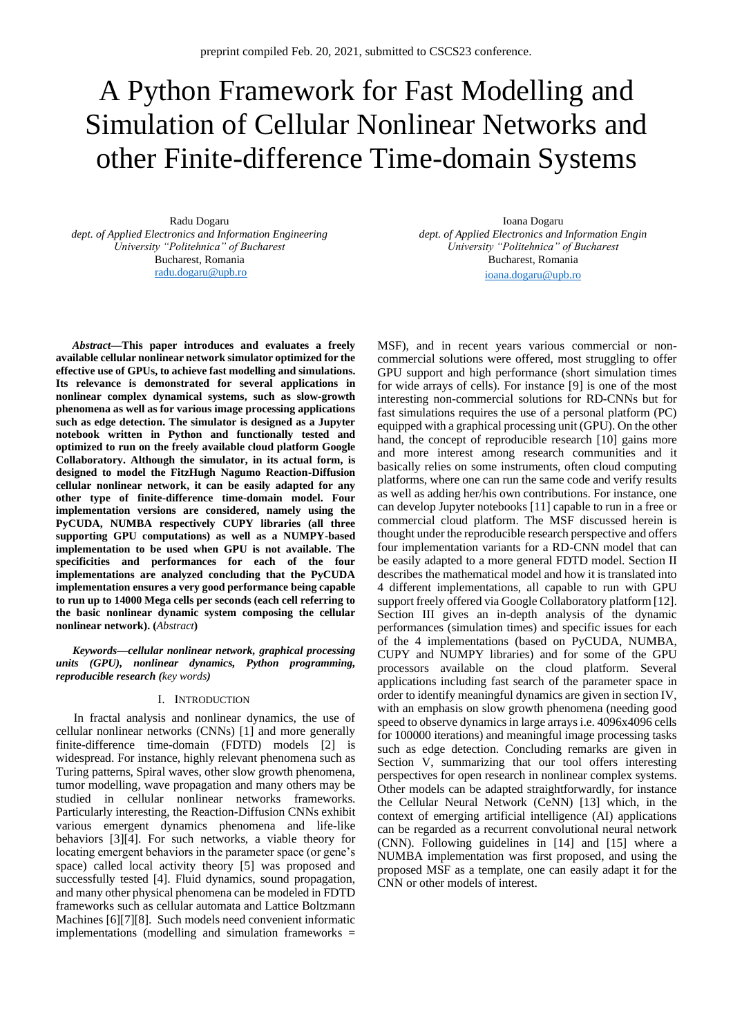preprint compiled Feb. 20, 2021, submitted to CSCS23 conference.

# A Python Framework for Fast Modelling and Simulation of Cellular Nonlinear Networks and other Finite-difference Time-domain Systems

Radu Dogaru
*dept. of Applied Electronics and Information Engineering*
*University "Politehnica" of Bucharest*
Bucharest, Romania
radu.dogaru@upb.ro

Ioana Dogaru
*dept. of Applied Electronics and Information Engin*
*University "Politehnica" of Bucharest*
Bucharest, Romania
ioana.dogaru@upb.ro

***Abstract*—This paper introduces and evaluates a freely available cellular nonlinear network simulator optimized for the effective use of GPUs, to achieve fast modelling and simulations. Its relevance is demonstrated for several applications in nonlinear complex dynamical systems, such as slow-growth phenomena as well as for various image processing applications such as edge detection. The simulator is designed as a Jupyter notebook written in Python and functionally tested and optimized to run on the freely available cloud platform Google Collaboratory. Although the simulator, in its actual form, is designed to model the FitzHugh Nagumo Reaction-Diffusion cellular nonlinear network, it can be easily adapted for any other type of finite-difference time-domain model. Four implementation versions are considered, namely using the PyCUDA, NUMBA respectively CUPY libraries (all three supporting GPU computations) as well as a NUMPY-based implementation to be used when GPU is not available. The specificities and performances for each of the four implementations are analyzed concluding that the PyCUDA implementation ensures a very good performance being capable to run up to 14000 Mega cells per seconds (each cell referring to the basic nonlinear dynamic system composing the cellular nonlinear network). (*Abstract*)**

***Keywords—cellular nonlinear network, graphical processing units (GPU), nonlinear dynamics, Python programming, reproducible research (*key words*)***

## I. Introduction

In fractal analysis and nonlinear dynamics, the use of cellular nonlinear networks (CNNs) [1] and more generally finite-difference time-domain (FDTD) models [2] is widespread. For instance, highly relevant phenomena such as Turing patterns, Spiral waves, other slow growth phenomena, tumor modelling, wave propagation and many others may be studied in cellular nonlinear networks frameworks. Particularly interesting, the Reaction-Diffusion CNNs exhibit various emergent dynamics phenomena and life-like behaviors [3][4]. For such networks, a viable theory for locating emergent behaviors in the parameter space (or gene's space) called local activity theory [5] was proposed and successfully tested [4]. Fluid dynamics, sound propagation, and many other physical phenomena can be modeled in FDTD frameworks such as cellular automata and Lattice Boltzmann Machines [6][7][8]. Such models need convenient informatic implementations (modelling and simulation frameworks = MSF), and in recent years various commercial or non-commercial solutions were offered, most struggling to offer GPU support and high performance (short simulation times for wide arrays of cells). For instance [9] is one of the most interesting non-commercial solutions for RD-CNNs but for fast simulations requires the use of a personal platform (PC) equipped with a graphical processing unit (GPU). On the other hand, the concept of reproducible research [10] gains more and more interest among research communities and it basically relies on some instruments, often cloud computing platforms, where one can run the same code and verify results as well as adding her/his own contributions. For instance, one can develop Jupyter notebooks [11] capable to run in a free or commercial cloud platform. The MSF discussed herein is thought under the reproducible research perspective and offers four implementation variants for a RD-CNN model that can be easily adapted to a more general FDTD model. Section II describes the mathematical model and how it is translated into 4 different implementations, all capable to run with GPU support freely offered via Google Collaboratory platform [12]. Section III gives an in-depth analysis of the dynamic performances (simulation times) and specific issues for each of the 4 implementations (based on PyCUDA, NUMBA, CUPY and NUMPY libraries) and for some of the GPU processors available on the cloud platform. Several applications including fast search of the parameter space in order to identify meaningful dynamics are given in section IV, with an emphasis on slow growth phenomena (needing good speed to observe dynamics in large arrays i.e. 4096x4096 cells for 100000 iterations) and meaningful image processing tasks such as edge detection. Concluding remarks are given in Section V, summarizing that our tool offers interesting perspectives for open research in nonlinear complex systems. Other models can be adapted straightforwardly, for instance the Cellular Neural Network (CeNN) [13] which, in the context of emerging artificial intelligence (AI) applications can be regarded as a recurrent convolutional neural network (CNN). Following guidelines in [14] and [15] where a NUMBA implementation was first proposed, and using the proposed MSF as a template, one can easily adapt it for the CNN or other models of interest.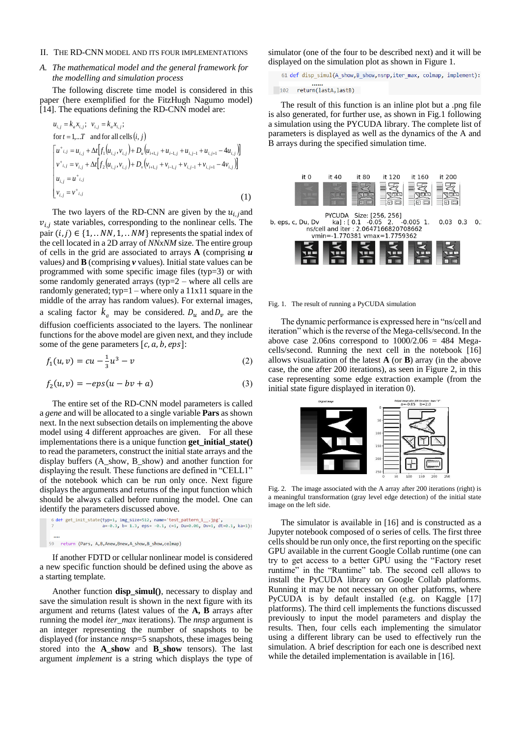## II. The RD-CNN Model and Its Four Implementations

### A. *The mathematical model and the general framework for the modelling and simulation process*

The following discrete time model is considered in this paper (here exemplified for the FitzHugh Nagumo model) [14]. The equations defining the RD-CNN model are:

$$
\begin{aligned}
&u_{i,j} = k_a x_{i,j}; \quad v_{i,j} = k_a x_{i,j}; \\
&\text{for } t = 1,...T \quad \text{and for all cells } (i,j) \\
&\begin{bmatrix}
u^{+}_{i,j} = u_{i,j} + \Delta t\left[f_1\left(u_{i,j}, v_{i,j}\right) + D_u\left(u_{i+1,j} + u_{i-1,j} + u_{i,j-1} + u_{i,j+1} - 4u_{i,j}\right)\right] \\
v^{+}_{i,j} = v_{i,j} + \Delta t\left[f_2\left(u_{i,j}, v_{i,j}\right) + D_v\left(v_{i+1,j} + v_{i-1,j} + v_{i,j-1} + v_{i,j+1} - 4v_{i,j}\right)\right] \\
u_{i,j} = u^{+}_{i,j} \\
v_{i,j} = v^{+}_{i,j}
\end{bmatrix}
\end{aligned}
\tag{1}
$$

The two layers of the RD-CNN are given by the $u_{i,j}$ and $v_{i,j}$ state variables, corresponding to the nonlinear cells. The pair $(i,j) \in \{1,..NN,1,..NM\}$ represents the spatial index of the cell located in a 2D array of *NNxNM* size. The entire group of cells in the grid are associated to arrays **A** (comprising ***u*** values) and **B** (comprising ***v*** values). Initial state values can be programmed with some specific image files (typ=3) or with some randomly generated arrays (typ=2 – where all cells are randomly generated; typ=1 – where only a 11x11 square in the middle of the array has random values). For external images, a scaling factor $k_a$ may be considered. $D_u$ and $D_v$ are the diffusion coefficients associated to the layers. The nonlinear functions for the above model are given next, and they include some of the gene parameters $[c, a, b, eps]$:

$$f_1(u,v) = cu - \tfrac{1}{3}u^3 - v \tag{2}$$

$$f_2(u,v) = -eps(u - bv + a) \tag{3}$$

The entire set of the RD-CNN model parameters is called a *gene* and will be allocated to a single variable **Pars** as shown next. In the next subsection details on implementing the above model using 4 different approaches are given. For all these implementations there is a unique function **get_initial_state()** to read the parameters, construct the initial state arrays and the display buffers (A_show, B_show) and another function for displaying the result. These functions are defined in “CELL1” of the notebook which can be run only once. Next figure displays the arguments and returns of the input function which should be always called before running the model. One can identify the parameters discussed above.

```
6  def get_init_state(typ=1, img_size=512, name='test_pattern_1__.jpg',
7                     a=-0.3, b= 1.3, eps= -0.1, c=1, Du=0.06, Dv=1, dt=0.1, ka=1):
   ....
59   return (Pars, A,B,Anew,Bnew,A_show,B_show,colmap)
```

If another FDTD or cellular nonlinear model is considered a new specific function should be defined using the above as a starting template.

Another function **disp_simul()**, necessary to display and save the simulation result is shown in the next figure with its argument and returns (latest values of the **A, B** arrays after running the model *iter_max* iterations). The *nnsp* argument is an integer representing the number of snapshots to be displayed (for instance *nnsp*=5 snapshots, these images being stored into the **A_show** and **B_show** tensors). The last argument *implement* is a string which displays the type of simulator (one of the four to be described next) and it will be displayed on the simulation plot as shown in Figure 1.

```
61  def disp_simul(A_show,B_show,nsnp,iter_max, colmap, implement):
    ......
102   return(lastA,lastB)
```

The result of this function is an inline plot but a .png file is also generated, for further use, as shown in Fig.1 following a simulation using the PYCUDA library. The complete list of parameters is displayed as well as the dynamics of the A and B arrays during the specified simulation time.

Fig. 1. The result of running a PyCUDA simulation

The dynamic performance is expressed here in “ns/cell and iteration” which is the reverse of the Mega-cells/second. In the above case 2.06ns correspond to 1000/2.06 = 484 Mega-cells/second. Running the next cell in the notebook [16] allows visualization of the latest **A** (or **B**) array (in the above case, the one after 200 iterations), as seen in Figure 2, in this case representing some edge extraction example (from the initial state figure displayed in iteration 0).

Fig. 2. The image associated with the A array after 200 iterations (right) is a meaningful transformation (gray level edge detection) of the initial state image on the left side.

The simulator is available in [16] and is constructed as a Jupyter notebook composed of o series of cells. The first three cells should be run only once, the first reporting on the specific GPU available in the current Google Collab runtime (one can try to get access to a better GPU using the “Factory reset runtime” in the “Runtime” tab. The second cell allows to install the PyCUDA library on Google Collab platforms. Running it may be not necessary on other platforms, where PyCUDA is by default installed (e.g. on Kaggle [17] platforms). The third cell implements the functions discussed previously to input the model parameters and display the results. Then, four cells each implementing the simulator using a different library can be used to effectively run the simulation. A brief description for each one is described next while the detailed implementation is available in [16].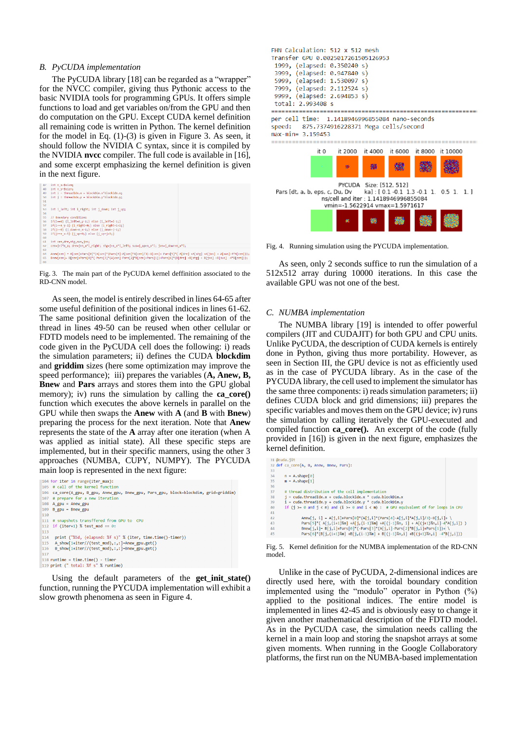### B. PyCUDA implementation

The PyCUDA library [18] can be regarded as a "wrapper" for the NVCC compiler, giving thus Pythonic access to the basic NVIDIA tools for programming GPUs. It offers simple functions to load and get variables on/from the GPU and then do computation on the GPU. Except CUDA kernel definition all remaining code is written in Python. The kernel definition for the model in Eq. (1)-(3) is given in Figure 3. As seen, it should follow the NVIDIA C syntax, since it is compiled by the NVIDIA **nvcc** compiler. The full code is available in [16], and some excerpt emphasizing the kernel definition is given in the next figure.

```
47   int n_x=$xsize;
48   int n_y=$ysize;
49   int i = threadIdx.x + blockDim.x*blockIdx.x;
50   int j = threadIdx.y + blockDim.y*blockIdx.y;
51
52
53   int i_left; int i_right; int j_down; int j_up;
54
55   // Boundary conditions
56   if(i==0) {i_left=n_x-1;} else {i_left=i-1;}
57   if(i==n_x-1) {i_right=0;} else {i_right=i+1;}
58   if(j==0) {j_down=n_y-1;} else {j_down=j-1;}
59   if(j==n_y-1) {j_up=0;} else {j_up=j+1;}
60
61   int cen,dre,stg,sus,jos;
62   cen=j+i*n_x; dre=j+n_x*i_right; stg=j+n_x*i_left; sus=j_up+n_x*i; jos=j_down+n_x*i;
63
64   Anew[cen] = A[cen]+Pars[0]*(A[cen]*(Pars[4]-A[cen]*A[cen])/3)-B[cen]+ Pars[5]*( A[dre] +A[stg] +A[jos] + A[sus]-4*A[cen]));
65   Bnew[cen]= B[cen]+Pars[0]*( Pars[1]*(A[cen] Pars[2]*B[cen]+Pars[3])+Pars[6]*(B[dre] +B[stg] + B[jos] +B[sus] -4*B[cen]));
66
```

Fig. 3. The main part of the PyCUDA kernel deffinition associated to the RD-CNN model.

As seen, the model is entirely described in lines 64-65 after some useful definition of the positional indices in lines 61-62. The same positional definition given the localization of the thread in lines 49-50 can be reused when other cellular or FDTD models need to be implemented. The remaining of the code given in the PyCUDA cell does the following: i) reads the simulation parameters; ii) defines the CUDA **blockdim** and **griddim** sizes (here some optimization may improve the speed performance); iii) prepares the variables (**A, Anew, B, Bnew** and **Pars** arrays and stores them into the GPU global memory); iv) runs the simulation by calling the **ca_core()** function which executes the above kernels in parallel on the GPU while then swaps the **Anew** with **A** (and **B** with **Bnew**) preparing the process for the next iteration. Note that **Anew** represents the state of the **A** array after one iteration (when A was applied as initial state). All these specific steps are implemented, but in their specific manners, using the other 3 approaches (NUMBA, CUPY, NUMPY). The PYCUDA main loop is represented in the next figure:

```
104 for iter in range(iter_max):
105   # call of the kernel function
106   ca_core(A_gpu, B_gpu, Anew_gpu, Bnew_gpu, Pars_gpu, block=blockdim, grid=griddim)
107   # prepare for a new iteration
108   A_gpu = Anew_gpu
109   B_gpu = Bnew_gpu
110
111   # snapshots transffered from GPU to  CPU
112   if (iter+1) % test_mod == 0:
113
114     print ("%5d, (elapsed: %f s)" % (iter, time.time()-timer))
115     A_show[1+iter//(test_mod),:,:]=Anew_gpu.get()
116     B_show[1+iter//(test_mod),:,:]=Bnew_gpu.get()
117
118 runtime = time.time() - timer
119 print (" total: %f s" % runtime)
```

Using the default parameters of the **get_init_state()** function, running the PYCUDA implementation will exhibit a slow growth phenomena as seen in Figure 4.

```
FHN Calculation: 512 x 512 mesh
Transfer GPU 0.0025017261505126953
 1999, (elapsed: 0.350240 s)
 3999, (elapsed: 0.947840 s)
 5999, (elapsed: 1.530097 s)
 7999, (elapsed: 2.112524 s)
 9999, (elapsed: 2.694853 s)
 total: 2.993408 s
==========================================================================
per cell time:  1.1418946996855084 nano-seconds
speed:   875.7374916228371 Mega cells/second
max-min= 3.159453
==========================================================================
```

it 0 &nbsp; it 2000 &nbsp; it 4000 &nbsp; it 6000 &nbsp; it 8000 &nbsp; it 10000

PYCUDA Size: [512, 512]
Pars [dt, a, b, eps, c, Du, Dv ka] : [ 0.1 -0.1 1.3 -0.1 1. 0.5 1. 1. ]
ns/cell and iter : 1.1418946996855084
vmin=-1.5622914 vmax=1.5971617

Fig. 4. Running simulation using the PYCUDA implementation.

As seen, only 2 seconds suffice to run the simulation of a 512x512 array during 10000 iterations. In this case the available GPU was not one of the best.

### C. NUMBA implementation

The NUMBA library [19] is intended to offer powerful compilers (JIT and CUDAJIT) for both GPU and CPU units. Unlike PyCUDA, the description of CUDA kernels is entirely done in Python, giving thus more portability. However, as seen in Section III, the GPU device is not as efficiently used as in the case of PYCUDA library. As in the case of the PYCUDA library, the cell used to implement the simulator has the same three components: i) reads simulation parameters; ii) defines CUDA block and grid dimensions; iii) prepares the specific variables and moves them on the GPU device; iv) runs the simulation by calling iteratively the GPU-executed and compiled function **ca_core()**. An excerpt of the code (fully provided in [16]) is given in the next figure, emphasizes the kernel definition.

```
31 @cuda.jit
32 def ca_core(A, B, Anew, Bnew, Pars):
33
34     n = A.shape[0]
35     m = A.shape[1]
36
37     # thread distribution of the cell implementation
38     j = cuda.threadIdx.x + cuda.blockIdx.x * cuda.blockDim.x
39     i = cuda.threadIdx.y + cuda.blockIdx.y * cuda.blockDim.y
40     if (j >= 0 and j < n) and (i >= 0 and i < m) :   # GPU equivalent of for loops in CPU
41
42         Anew[j, i] = A[j,i]+Pars[0]*(A[j,i]*(Pars[4]-A[j,i]*A[j,i]/3)-B[j,i]+ \
43         Pars[5]*( A[j,(i+1)%m] +A[j,(i-1)%m] +A[(j-1)%n, i] + A[(j+1)%n,i]-4*A[j,i]) )
44         Bnew[j,i]= B[j,i]+Pars[0]*(-Pars[3]*(A[j,i]-Pars[2]*B[j,i]+Pars[1])+ \
45         Pars[6]*(B[j,(i+1)%m] +B[j,(i-1)%m] + B[(j-1)%n,i] +B[(j+1)%n,i] -4*B[j,i]))
```

Fig. 5. Kernel definition for the NUMBA implementation of the RD-CNN model.

Unlike in the case of PyCUDA, 2-dimensional indices are directly used here, with the toroidal boundary condition implemented using the "modulo" operator in Python (%) applied to the positional indices. The entire model is implemented in lines 42-45 and is obviously easy to change it given another mathematical description of the FDTD model. As in the PyCUDA case, the simulation needs calling the kernel in a main loop and storing the snapshot arrays at some given moments. When running in the Google Collaboratory platforms, the first run on the NUMBA-based implementation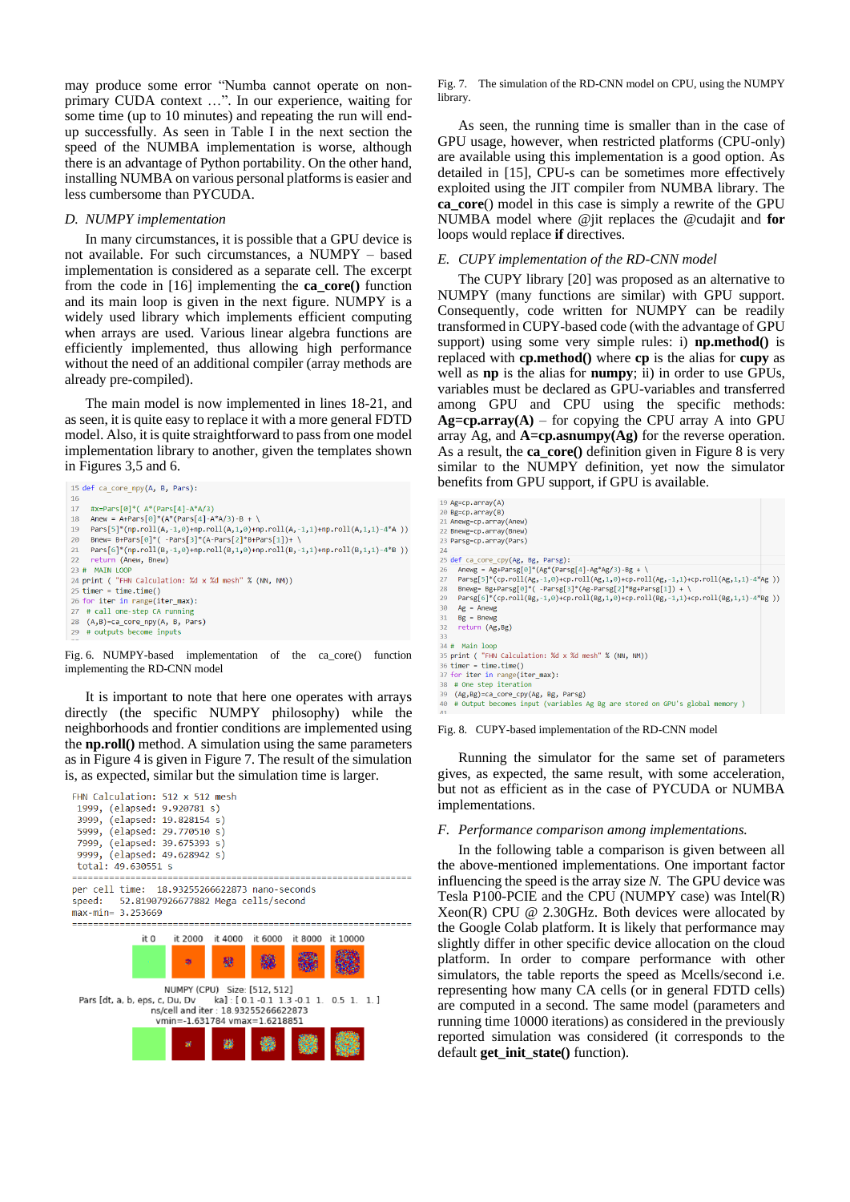may produce some error "Numba cannot operate on non-primary CUDA context …". In our experience, waiting for some time (up to 10 minutes) and repeating the run will end-up successfully. As seen in Table I in the next section the speed of the NUMBA implementation is worse, although there is an advantage of Python portability. On the other hand, installing NUMBA on various personal platforms is easier and less cumbersome than PYCUDA.

### D. NUMPY implementation

In many circumstances, it is possible that a GPU device is not available. For such circumstances, a NUMPY – based implementation is considered as a separate cell. The excerpt from the code in [16] implementing the **ca_core()** function and its main loop is given in the next figure. NUMPY is a widely used library which implements efficient computing when arrays are used. Various linear algebra functions are efficiently implemented, thus allowing high performance without the need of an additional compiler (array methods are already pre-compiled).

The main model is now implemented in lines 18-21, and as seen, it is quite easy to replace it with a more general FDTD model. Also, it is quite straightforward to pass from one model implementation library to another, given the templates shown in Figures 3,5 and 6.

```
15 def ca_core_npy(A, B, Pars):
16
17   #x=Pars[0]*( A*(Pars[4]-A*A/3)
18   Anew = A+Pars[0]*(A*(Pars[4]-A*A/3)-B + \
19   Pars[5]*(np.roll(A,-1,0)+np.roll(A,1,0)+np.roll(A,-1,1)+np.roll(A,1,1)-4*A ))
20   Bnew= B+Pars[0]*( -Pars[3]*(A-Pars[2]*B+Pars[1])+ \
21   Pars[6]*(np.roll(B,-1,0)+np.roll(B,1,0)+np.roll(B,-1,1)+np.roll(B,1,1)-4*B ))
22   return (Anew, Bnew)
23 #  MAIN LOOP
24 print ( "FHN Calculation: %d x %d mesh" % (NN, NM))
25 timer = time.time()
26 for iter in range(iter_max):
27   # call one-step CA running
28   (A,B)=ca_core_npy(A, B, Pars)
29   # outputs become inputs
```

Fig. 6. NUMPY-based implementation of the ca_core() function implementing the RD-CNN model

It is important to note that here one operates with arrays directly (the specific NUMPY philosophy) while the neighborhoods and frontier conditions are implemented using the **np.roll()** method. A simulation using the same parameters as in Figure 4 is given in Figure 7. The result of the simulation is, as expected, similar but the simulation time is larger.

```
FHN Calculation: 512 x 512 mesh
 1999, (elapsed: 9.920781 s)
 3999, (elapsed: 19.828154 s)
 5999, (elapsed: 29.770510 s)
 7999, (elapsed: 39.675393 s)
 9999, (elapsed: 49.628942 s)
 total: 49.630551 s
==========================================================
per cell time:  18.93255266622873 nano-seconds
speed:   52.81907926677882 Mega cells/second
max-min= 3.253669
==========================================================
```

it 0 it 2000 it 4000 it 6000 it 8000 it 10000

NUMPY (CPU) Size: [512, 512]
Pars [dt, a, b, eps, c, Du, Dv ka] : [ 0.1 -0.1 1.3 -0.1 1. 0.5 1. 1. ]
ns/cell and iter : 18.93255266622873
vmin=-1.631784 vmax=1.6218851

Fig. 7. The simulation of the RD-CNN model on CPU, using the NUMPY library.

As seen, the running time is smaller than in the case of GPU usage, however, when restricted platforms (CPU-only) are available using this implementation is a good option. As detailed in [15], CPU-s can be sometimes more effectively exploited using the JIT compiler from NUMBA library. The **ca_core**() model in this case is simply a rewrite of the GPU NUMBA model where @jit replaces the @cudajit and **for** loops would replace **if** directives.

### E. CUPY implementation of the RD-CNN model

The CUPY library [20] was proposed as an alternative to NUMPY (many functions are similar) with GPU support. Consequently, code written for NUMPY can be readily transformed in CUPY-based code (with the advantage of GPU support) using some very simple rules: i) **np.method()** is replaced with **cp.method()** where **cp** is the alias for **cupy** as well as **np** is the alias for **numpy**; ii) in order to use GPUs, variables must be declared as GPU-variables and transferred among GPU and CPU using the specific methods: **Ag=cp.array(A)** – for copying the CPU array A into GPU array Ag, and **A=cp.asnumpy(Ag)** for the reverse operation. As a result, the **ca_core()** definition given in Figure 8 is very similar to the NUMPY definition, yet now the simulator benefits from GPU support, if GPU is available.

```
19 Ag=cp.array(A)
20 Bg=cp.array(B)
21 Anewg=cp.array(Anew)
22 Bnewg=cp.array(Bnew)
23 Parsg=cp.array(Pars)
24
25 def ca_core_cpy(Ag, Bg, Parsg):
26   Anewg = Ag+Parsg[0]*(Ag*(Parsg[4]-Ag*Ag/3)-Bg + \
27   Parsg[5]*(cp.roll(Ag,-1,0)+cp.roll(Ag,1,0)+cp.roll(Ag,-1,1)+cp.roll(Ag,1,1)-4*Ag ))
28   Bnewg= Bg+Parsg[0]*( -Parsg[3]*(Ag-Parsg[2]*Bg+Parsg[1]) + \
29   Parsg[6]*(cp.roll(Bg,-1,0)+cp.roll(Bg,1,0)+cp.roll(Bg,-1,1)+cp.roll(Bg,1,1)-4*Bg ))
30   Ag = Anewg
31   Bg = Bnewg
32   return (Ag,Bg)
33
34 #  Main loop
35 print ( "FHN Calculation: %d x %d mesh" % (NN, NM))
36 timer = time.time()
37 for iter in range(iter_max):
38   # One step iteration
39   (Ag,Bg)=ca_core_cpy(Ag, Bg, Parsg)
40   # Output becomes input (variables Ag Bg are stored on GPU's global memory )
```

Fig. 8. CUPY-based implementation of the RD-CNN model

Running the simulator for the same set of parameters gives, as expected, the same result, with some acceleration, but not as efficient as in the case of PYCUDA or NUMBA implementations.

### F. Performance comparison among implementations.

In the following table a comparison is given between all the above-mentioned implementations. One important factor influencing the speed is the array size *N*. The GPU device was Tesla P100-PCIE and the CPU (NUMPY case) was Intel(R) Xeon(R) CPU @ 2.30GHz. Both devices were allocated by the Google Colab platform. It is likely that performance may slightly differ in other specific device allocation on the cloud platform. In order to compare performance with other simulators, the table reports the speed as Mcells/second i.e. representing how many CA cells (or in general FDTD cells) are computed in a second. The same model (parameters and running time 10000 iterations) as considered in the previously reported simulation was considered (it corresponds to the default **get_init_state()** function).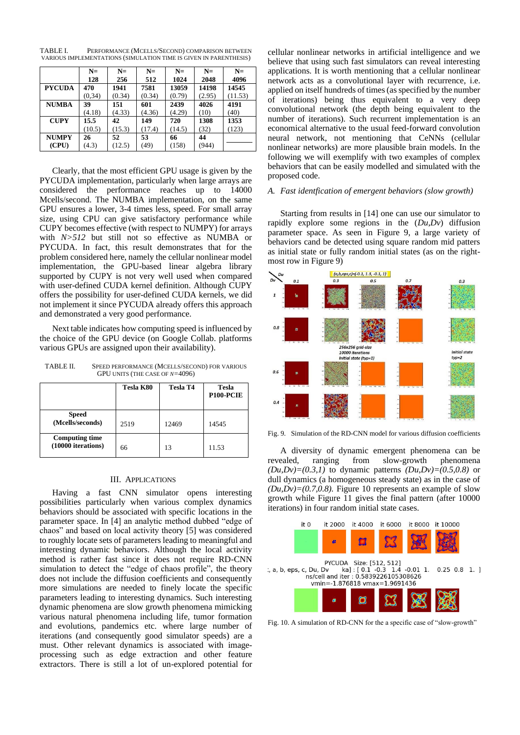TABLE I. PERFORMANCE (MCELLS/SECOND) COMPARISON BETWEEN VARIOUS IMPLEMENTATIONS (SIMULATION TIME IS GIVEN IN PARENTHESIS)

| | N= 128 | N= 256 | N= 512 | N= 1024 | N= 2048 | N= 4096 |
|---|---|---|---|---|---|---|
| **PYCUDA** | **470** (0,34) | **1941** (0.34) | **7581** (0.34) | **13059** (0.79) | **14198** (2.95) | **14545** (11.53) |
| **NUMBA** | **39** (4.18) | **151** (4.33) | **601** (4.36) | **2439** (4.29) | **4026** (10) | **4191** (40) |
| **CUPY** | **15.5** (10.5) | **42** (15.3) | **149** (17.4) | **720** (14.5) | **1308** (32) | **1353** (123) |
| **NUMPY (CPU)** | **26** (4.3) | **52** (12.5) | **53** (49) | **66** (158) | **44** (944) | ______ |

Clearly, that the most efficient GPU usage is given by the PYCUDA implementation, particularly when large arrays are considered the performance reaches up to 14000 Mcells/second. The NUMBA implementation, on the same GPU ensures a lower, 3-4 times less, speed. For small array size, using CPU can give satisfactory performance while CUPY becomes effective (with respect to NUMPY) for arrays with *N>512* but still not so effective as NUMBA or PYCUDA. In fact, this result demonstrates that for the problem considered here, namely the cellular nonlinear model implementation, the GPU-based linear algebra library supported by CUPY is not very well used when compared with user-defined CUDA kernel definition. Although CUPY offers the possibility for user-defined CUDA kernels, we did not implement it since PYCUDA already offers this approach and demonstrated a very good performance.

Next table indicates how computing speed is influenced by the choice of the GPU device (on Google Collab. platforms various GPUs are assigned upon their availability).

TABLE II. SPEED PERFORMANCE (MCELLS/SECOND) FOR VARIOUS GPU UNITS (THE CASE OF *N*=4096)

| | Tesla K80 | Tesla T4 | Tesla P100-PCIE |
|---|---|---|---|
| **Speed (Mcells/seconds)** | 2519 | 12469 | 14545 |
| **Computing time (10000 iterations)** | 66 | 13 | 11.53 |

## III. APPLICATIONS

Having a fast CNN simulator opens interesting possibilities particularly when various complex dynamics behaviors should be associated with specific locations in the parameter space. In [4] an analytic method dubbed "edge of chaos" and based on local activity theory [5] was considered to roughly locate sets of parameters leading to meaningful and interesting dynamic behaviors. Although the local activity method is rather fast since it does not require RD-CNN simulation to detect the "edge of chaos profile", the theory does not include the diffusion coefficients and consequently more simulations are needed to finely locate the specific parameters leading to interesting dynamics. Such interesting dynamic phenomena are slow growth phenomena mimicking various natural phenomena including life, tumor formation and evolutions, pandemics etc. where large number of iterations (and consequently good simulator speeds) are a must. Other relevant dynamics is associated with image-processing such as edge extraction and other feature extractors. There is still a lot of un-explored potential for cellular nonlinear networks in artificial intelligence and we believe that using such fast simulators can reveal interesting applications. It is worth mentioning that a cellular nonlinear network acts as a convolutional layer with recurrence, i.e. applied on itself hundreds of times (as specified by the number of iterations) being thus equivalent to a very deep convolutional network (the depth being equivalent to the number of iterations). Such recurrent implementation is an economical alternative to the usual feed-forward convolution neural network, not mentioning that CeNNs (cellular nonlinear networks) are more plausible brain models. In the following we will exemplify with two examples of complex behaviors that can be easily modelled and simulated with the proposed code.

### *A. Fast identfication of emergent behaviors (slow growth)*

Starting from results in [14] one can use our simulator to rapidly explore some regions in the (*Du,Dv*) diffusion parameter space. As seen in Figure 9, a large variety of behaviors cand be detected using square random mid patters as initial state or fully random initial states (as on the right-most row in Figure 9)

Fig. 9. Simulation of the RD-CNN model for various diffusion coefficients

A diversity of dynamic emergent phenomena can be revealed, ranging from slow-growth phenomena *(Du,Dv)=(0.3,1)* to dynamic patterns *(Du,Dv)=(0.5,0.8)* or dull dynamics (a homogeneous steady state) as in the case of *(Du,Dv)=(0.7,0.8).* Figure 10 represents an example of slow growth while Figure 11 gives the final pattern (after 10000 iterations) in four random initial state cases.

Fig. 10. A simulation of RD-CNN for the a specific case of "slow-growth"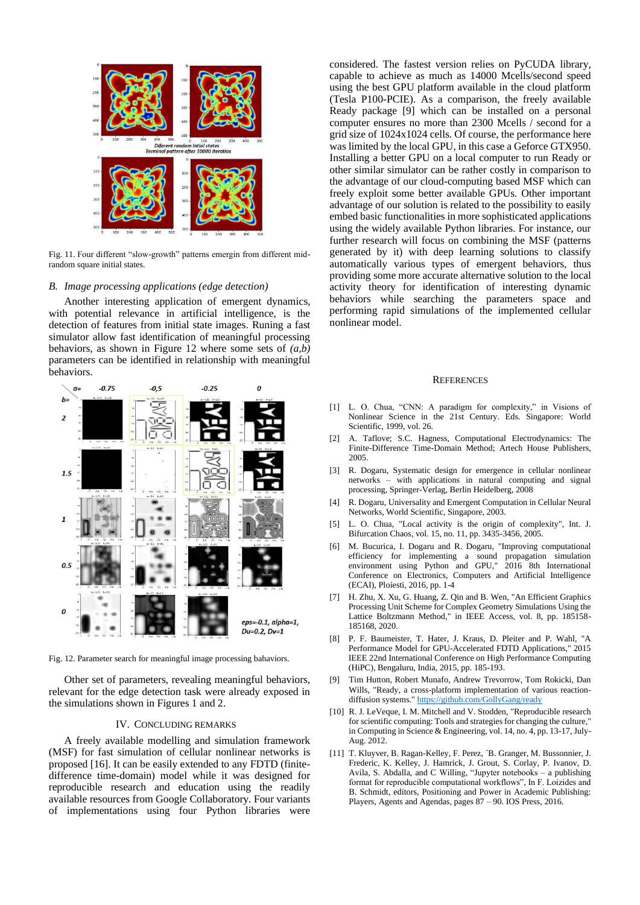Fig. 11. Four different "slow-growth" patterns emergin from different mid-random square initial states.

### B. *Image processing applications (edge detection)*

Another interesting application of emergent dynamics, with potential relevance in artificial intelligence, is the detection of features from initial state images. Runing a fast simulator allow fast identification of meaningful processing behaviors, as shown in Figure 12 where some sets of *(a,b)* parameters can be identified in relationship with meaningful behaviors.

Fig. 12. Parameter search for meaningful image processing bahaviors.

Other set of parameters, revealing meaningful behaviors, relevant for the edge detection task were already exposed in the simulations shown in Figures 1 and 2.

## IV. Concluding Remarks

A freely available modelling and simulation framework (MSF) for fast simulation of cellular nonlinear networks is proposed [16]. It can be easily extended to any FDTD (finite-difference time-domain) model while it was designed for reproducible research and education using the readily available resources from Google Collaboratory. Four variants of implementations using four Python libraries were considered. The fastest version relies on PyCUDA library, capable to achieve as much as 14000 Mcells/second speed using the best GPU platform available in the cloud platform (Tesla P100-PCIE). As a comparison, the freely available Ready package [9] which can be installed on a personal computer ensures no more than 2300 Mcells / second for a grid size of 1024x1024 cells. Of course, the performance here was limited by the local GPU, in this case a Geforce GTX950. Installing a better GPU on a local computer to run Ready or other similar simulator can be rather costly in comparison to the advantage of our cloud-computing based MSF which can freely exploit some better available GPUs. Other important advantage of our solution is related to the possibility to easily embed basic functionalities in more sophisticated applications using the widely available Python libraries. For instance, our further research will focus on combining the MSF (patterns generated by it) with deep learning solutions to classify automatically various types of emergent behaviors, thus providing some more accurate alternative solution to the local activity theory for identification of interesting dynamic behaviors while searching the parameters space and performing rapid simulations of the implemented cellular nonlinear model.

## References

[1] L. O. Chua, "CNN: A paradigm for complexity," in Visions of Nonlinear Science in the 21st Century. Eds. Singapore: World Scientific, 1999, vol. 26.

[2] A. Taflove; S.C. Hagness, Computational Electrodynamics: The Finite-Difference Time-Domain Method; Artech House Publishers, 2005.

[3] R. Dogaru, Systematic design for emergence in cellular nonlinear networks – with applications in natural computing and signal processing, Springer-Verlag, Berlin Heidelberg, 2008

[4] R. Dogaru, Universality and Emergent Computation in Cellular Neural Networks, World Scientific, Singapore, 2003.

[5] L. O. Chua, "Local activity is the origin of complexity", Int. J. Bifurcation Chaos, vol. 15, no. 11, pp. 3435-3456, 2005.

[6] M. Bucurica, I. Dogaru and R. Dogaru, "Improving computational efficiency for implementing a sound propagation simulation environment using Python and GPU," 2016 8th International Conference on Electronics, Computers and Artificial Intelligence (ECAI), Ploiesti, 2016, pp. 1-4

[7] H. Zhu, X. Xu, G. Huang, Z. Qin and B. Wen, "An Efficient Graphics Processing Unit Scheme for Complex Geometry Simulations Using the Lattice Boltzmann Method," in IEEE Access, vol. 8, pp. 185158-185168, 2020.

[8] P. F. Baumeister, T. Hater, J. Kraus, D. Pleiter and P. Wahl, "A Performance Model for GPU-Accelerated FDTD Applications," 2015 IEEE 22nd International Conference on High Performance Computing (HiPC), Bengaluru, India, 2015, pp. 185-193.

[9] Tim Hutton, Robert Munafo, Andrew Trevorrow, Tom Rokicki, Dan Wills, "Ready, a cross-platform implementation of various reaction-diffusion systems." https://github.com/GollyGang/ready

[10] R. J. LeVeque, I. M. Mitchell and V. Stodden, "Reproducible research for scientific computing: Tools and strategies for changing the culture," in Computing in Science & Engineering, vol. 14, no. 4, pp. 13-17, July-Aug. 2012.

[11] T. Kluyver, B. Ragan-Kelley, F. Perez, ´B. Granger, M. Bussonnier, J. Frederic, K. Kelley, J. Hamrick, J. Grout, S. Corlay, P. Ivanov, D. Avila, S. Abdalla, and C Willing, "Jupyter notebooks – a publishing format for reproducible computational workflows", In F. Loizides and B. Schmidt, editors, Positioning and Power in Academic Publishing: Players, Agents and Agendas, pages 87 – 90. IOS Press, 2016.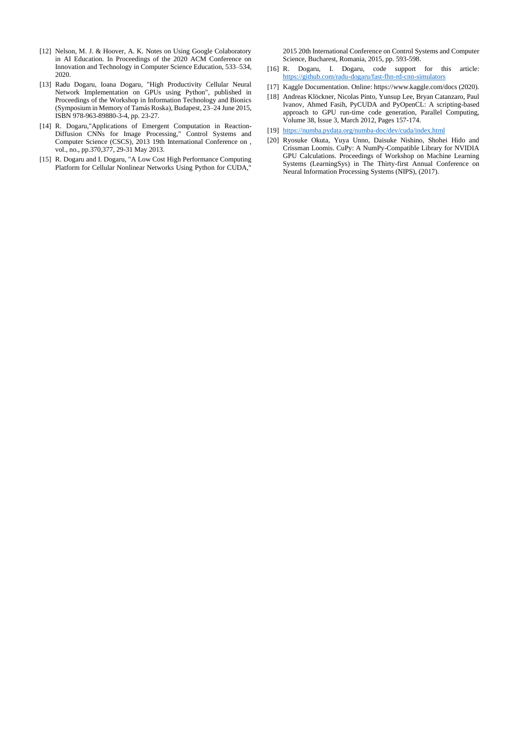[12] Nelson, M. J. & Hoover, A. K. Notes on Using Google Colaboratory in AI Education. In Proceedings of the 2020 ACM Conference on Innovation and Technology in Computer Science Education, 533–534, 2020.

[13] Radu Dogaru, Ioana Dogaru, "High Productivity Cellular Neural Network Implementation on GPUs using Python", published in Proceedings of the Workshop in Information Technology and Bionics (Symposium in Memory of Tamás Roska), Budapest, 23–24 June 2015, ISBN 978-963-89880-3-4, pp. 23-27.

[14] R. Dogaru,"Applications of Emergent Computation in Reaction-Diffusion CNNs for Image Processing," Control Systems and Computer Science (CSCS), 2013 19th International Conference on , vol., no., pp.370,377, 29-31 May 2013.

[15] R. Dogaru and I. Dogaru, "A Low Cost High Performance Computing Platform for Cellular Nonlinear Networks Using Python for CUDA," 2015 20th International Conference on Control Systems and Computer Science, Bucharest, Romania, 2015, pp. 593-598.

[16] R. Dogaru, I. Dogaru, code support for this article: https://github.com/radu-dogaru/fast-fhn-rd-cnn-simulators

[17] Kaggle Documentation. Online: https://www.kaggle.com/docs (2020).

[18] Andreas Klöckner, Nicolas Pinto, Yunsup Lee, Bryan Catanzaro, Paul Ivanov, Ahmed Fasih, PyCUDA and PyOpenCL: A scripting-based approach to GPU run-time code generation, Parallel Computing, Volume 38, Issue 3, March 2012, Pages 157-174.

[19] https://numba.pydata.org/numba-doc/dev/cuda/index.html

[20] Ryosuke Okuta, Yuya Unno, Daisuke Nishino, Shohei Hido and Crissman Loomis. CuPy: A NumPy-Compatible Library for NVIDIA GPU Calculations. Proceedings of Workshop on Machine Learning Systems (LearningSys) in The Thirty-first Annual Conference on Neural Information Processing Systems (NIPS), (2017).